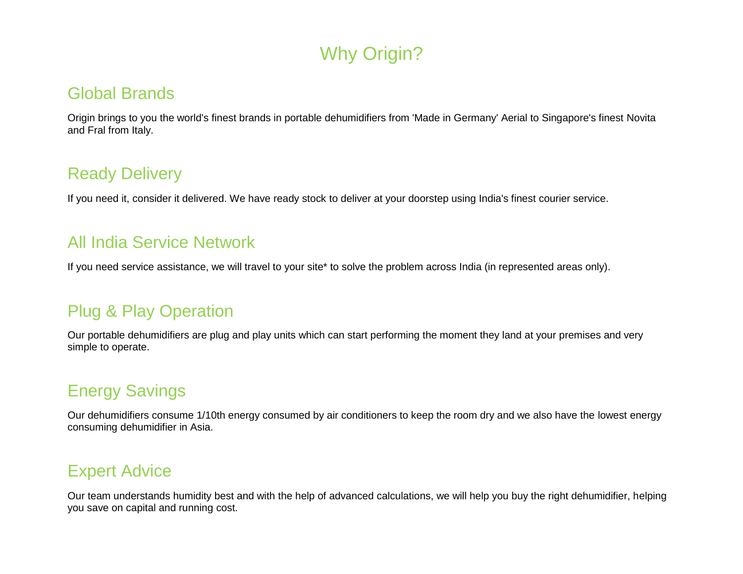# Why Origin?

## Global Brands

Origin brings to you the world's finest brands in portable dehumidifiers from 'Made in Germany' Aerial to Singapore's finest Novita and Fral from Italy.

## Ready Delivery

If you need it, consider it delivered. We have ready stock to deliver at your doorstep using India's finest courier service.

## All India Service Network

If you need service assistance, we will travel to your site* to solve the problem across India (in represented areas only).

## Plug & Play Operation

Our portable dehumidifiers are plug and play units which can start performing the moment they land at your premises and very simple to operate.

## Energy Savings

Our dehumidifiers consume 1/10th energy consumed by air conditioners to keep the room dry and we also have the lowest energy consuming dehumidifier in Asia.

## Expert Advice

Our team understands humidity best and with the help of advanced calculations, we will help you buy the right dehumidifier, helping you save on capital and running cost.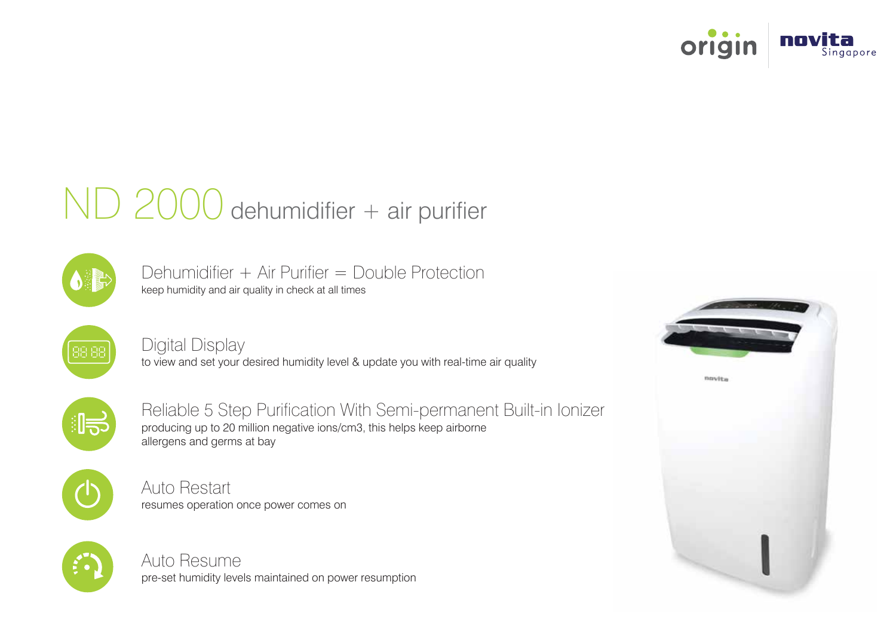# ND 2000 dehumidifier + air purifier

### Dehumidifier + Air Purifier = Double Protection

keep humidity and air quality in check at all times

### Digital Display

to view and set your desired humidity level & update you with real-time air quality

### Reliable 5 Step Purification With Semi-permanent Built-in Ionizer

producing up to 20 million negative ions/cm3, this helps keep airborne allergens and germs at bay

### Auto Restart

resumes operation once power comes on

### Auto Resume

pre-set humidity levels maintained on power resumption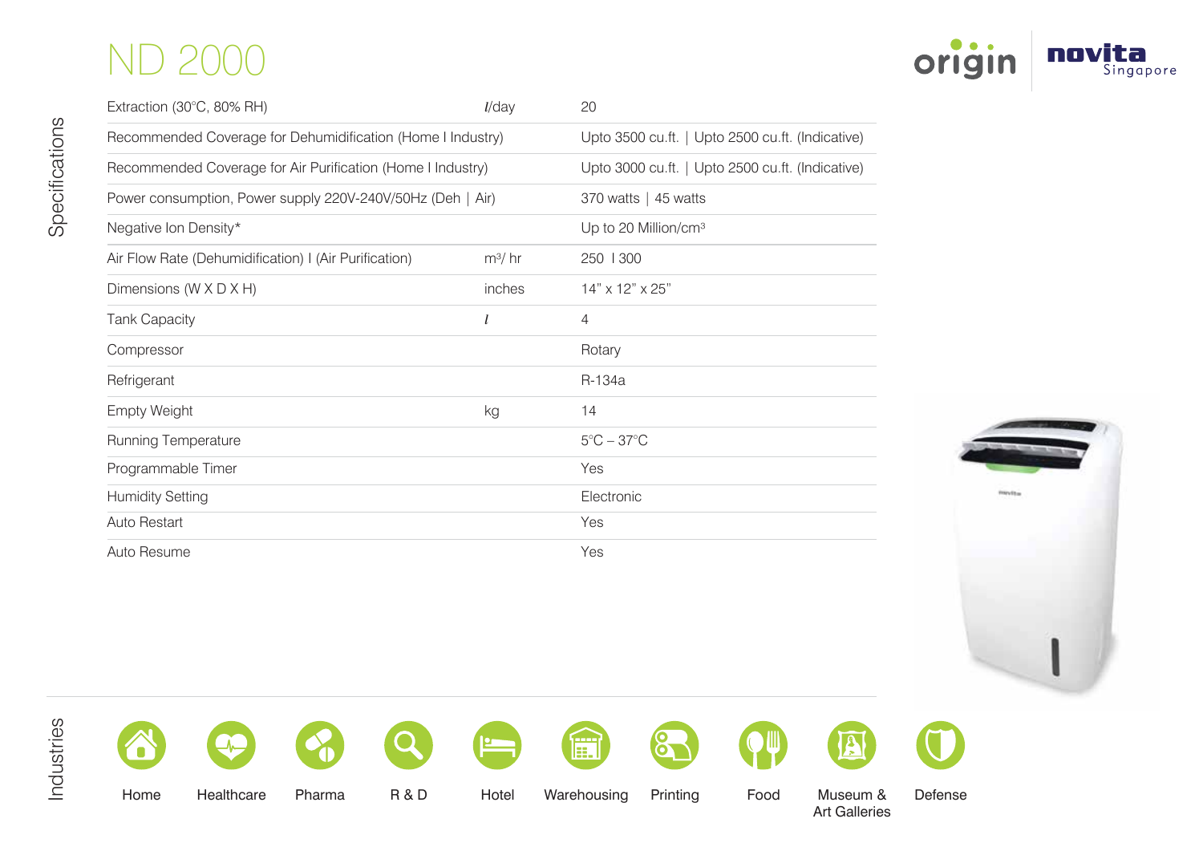# ND 2000

## Specifications

| Specification | Unit | Value |
|---|---|---|
| Extraction (30°C, 80% RH) | *l*/day | 20 |
| Recommended Coverage for Dehumidification (Home I Industry) | | Upto 3500 cu.ft. \| Upto 2500 cu.ft. (Indicative) |
| Recommended Coverage for Air Purification (Home I Industry) | | Upto 3000 cu.ft. \| Upto 2500 cu.ft. (Indicative) |
| Power consumption, Power supply 220V-240V/50Hz (Deh \| Air) | | 370 watts \| 45 watts |
| Negative Ion Density* | | Up to 20 Million/cm$^3$ |
| Air Flow Rate (Dehumidification) I (Air Purification) | m$^3$/ hr | 250 I 300 |
| Dimensions (W X D X H) | inches | 14" x 12" x 25" |
| Tank Capacity | *l* | 4 |
| Compressor | | Rotary |
| Refrigerant | | R-134a |
| Empty Weight | kg | 14 |
| Running Temperature | | 5°C – 37°C |
| Programmable Timer | | Yes |
| Humidity Setting | | Electronic |
| Auto Restart | | Yes |
| Auto Resume | | Yes |

## Industries

Home, Healthcare, Pharma, R & D, Hotel, Warehousing, Printing, Food, Museum & Art Galleries, Defense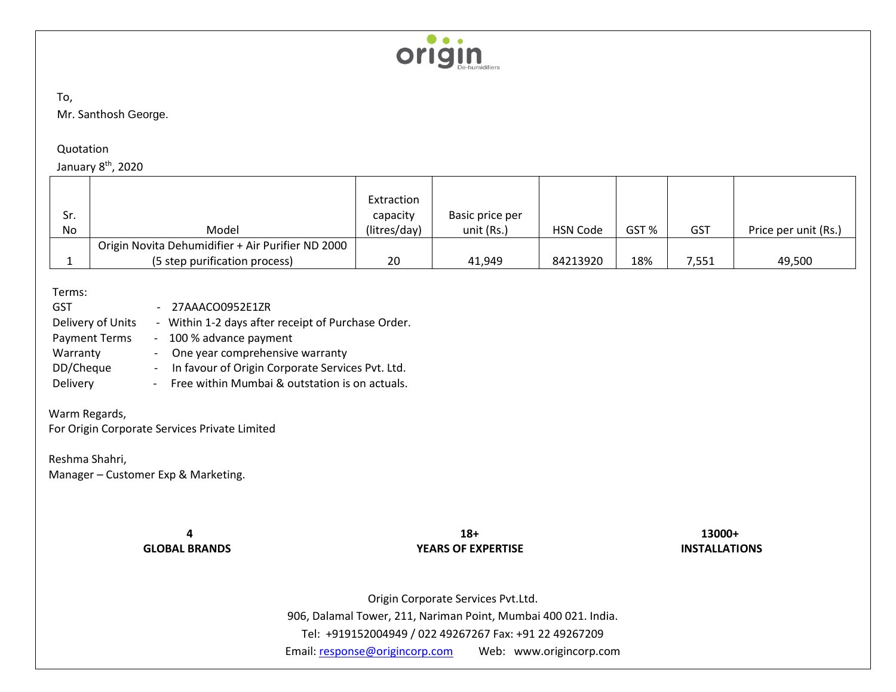origin
De-humidifiers

To,
Mr. Santhosh George.

Quotation
January 8th, 2020

| Sr. No | Model | Extraction capacity (litres/day) | Basic price per unit (Rs.) | HSN Code | GST % | GST | Price per unit (Rs.) |
|---|---|---|---|---|---|---|---|
| 1 | Origin Novita Dehumidifier + Air Purifier ND 2000 (5 step purification process) | 20 | 41,949 | 84213920 | 18% | 7,551 | 49,500 |

Terms:

GST - 27AAACO0952E1ZR
Delivery of Units - Within 1-2 days after receipt of Purchase Order.
Payment Terms - 100 % advance payment
Warranty - One year comprehensive warranty
DD/Cheque - In favour of Origin Corporate Services Pvt. Ltd.
Delivery - Free within Mumbai & outstation is on actuals.

Warm Regards,
For Origin Corporate Services Private Limited

Reshma Shahri,
Manager – Customer Exp & Marketing.

**4**
**GLOBAL BRANDS**

**18+**
**YEARS OF EXPERTISE**

**13000+**
**INSTALLATIONS**

Origin Corporate Services Pvt.Ltd.
906, Dalamal Tower, 211, Nariman Point, Mumbai 400 021. India.
Tel: +919152004949 / 022 49267267 Fax: +91 22 49267209
Email: response@origincorp.com Web: www.origincorp.com